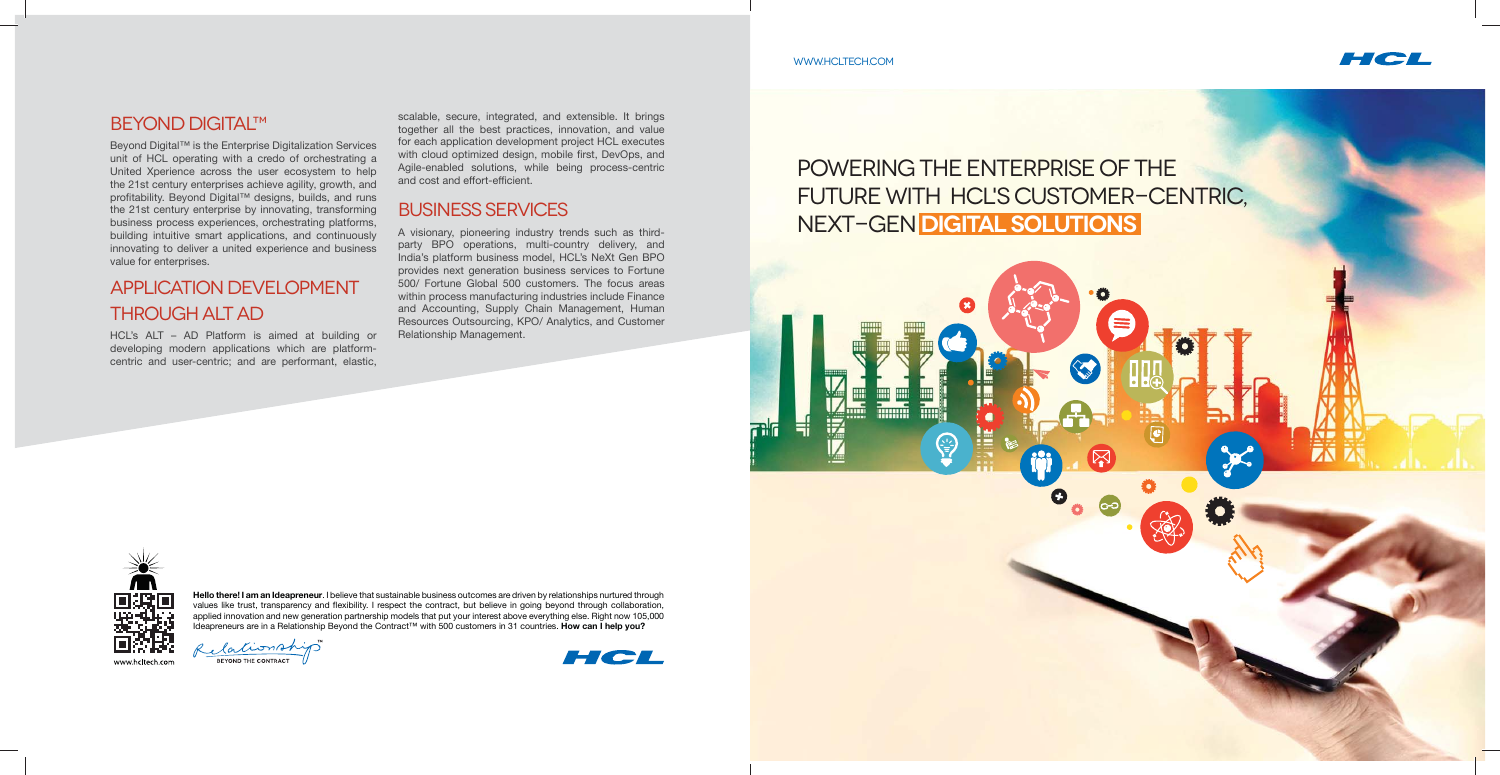## BEYOND DIGITAL™

Beyond Digital™ is the Enterprise Digitalization Services unit of HCL operating with a credo of orchestrating a United Xperience across the user ecosystem to help the 21st century enterprises achieve agility, growth, and profitability. Beyond Digital™ designs, builds, and runs the 21st century enterprise by innovating, transforming business process experiences, orchestrating platforms, building intuitive smart applications, and continuously innovating to deliver a united experience and business value for enterprises.

## APPLICATION DEVELOPMENT THROUGH ALT AD

HCL's ALT – AD Platform is aimed at building or developing modern applications which are platform-centric and user-centric; and are performant, elastic, scalable, secure, integrated, and extensible. It brings together all the best practices, innovation, and value for each application development project HCL executes with cloud optimized design, mobile first, DevOps, and Agile-enabled solutions, while being process-centric and cost and effort-efficient.

## BUSINESS SERVICES

A visionary, pioneering industry trends such as third-party BPO operations, multi-country delivery, and India's platform business model, HCL's NeXt Gen BPO provides next generation business services to Fortune 500/ Fortune Global 500 customers. The focus areas within process manufacturing industries include Finance and Accounting, Supply Chain Management, Human Resources Outsourcing, KPO/ Analytics, and Customer Relationship Management.

www.hcltech.com

**Hello there! I am an Ideapreneur.** I believe that sustainable business outcomes are driven by relationships nurtured through values like trust, transparency and flexibility. I respect the contract, but believe in going beyond through collaboration, applied innovation and new generation partnership models that put your interest above everything else. Right now 105,000 Ideapreneurs are in a Relationship Beyond the Contract™ with 500 customers in 31 countries. **How can I help you?**

Relationship™ BEYOND THE CONTRACT

HCL

WWW.HCLTECH.COM

HCL

# POWERING THE ENTERPRISE OF THE FUTURE WITH HCL'S CUSTOMER-CENTRIC, NEXT-GEN DIGITAL SOLUTIONS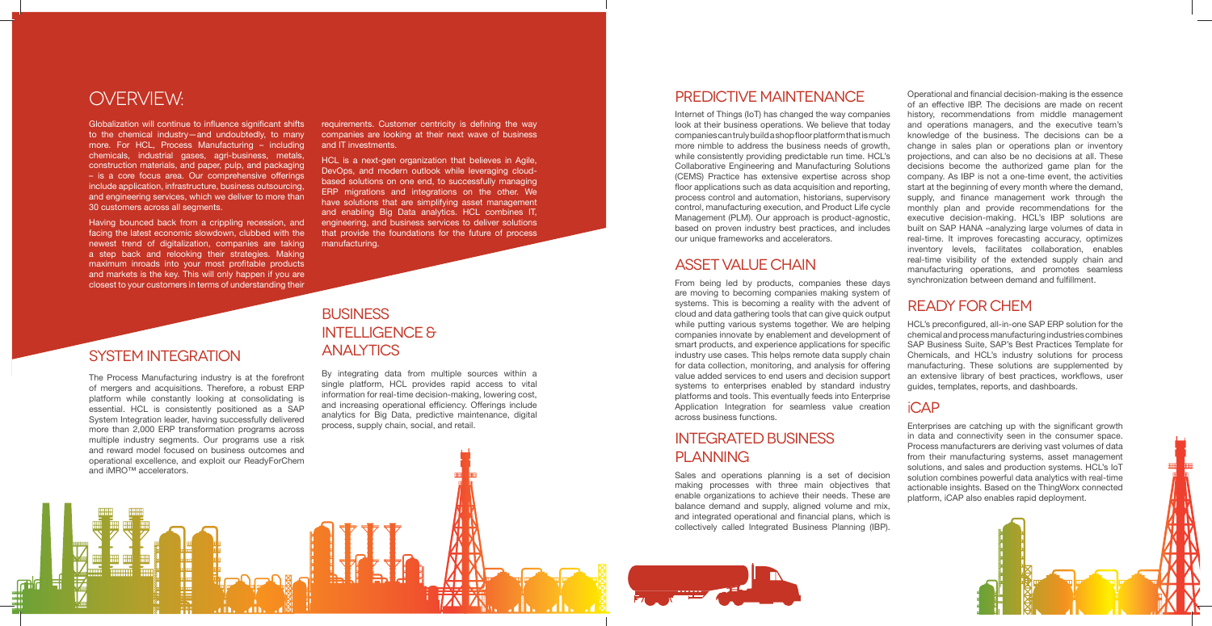## OVERVIEW:

Globalization will continue to influence significant shifts to the chemical industry—and undoubtedly, to many more. For HCL, Process Manufacturing – including chemicals, industrial gases, agri-business, metals, construction materials, and paper, pulp, and packaging – is a core focus area. Our comprehensive offerings include application, infrastructure, business outsourcing, and engineering services, which we deliver to more than 30 customers across all segments.

Having bounced back from a crippling recession, and facing the latest economic slowdown, clubbed with the newest trend of digitalization, companies are taking a step back and relooking their strategies. Making maximum inroads into your most profitable products and markets is the key. This will only happen if you are closest to your customers in terms of understanding their requirements. Customer centricity is defining the way companies are looking at their next wave of business and IT investments.

HCL is a next-gen organization that believes in Agile, DevOps, and modern outlook while leveraging cloud-based solutions on one end, to successfully managing ERP migrations and integrations on the other. We have solutions that are simplifying asset management and enabling Big Data analytics. HCL combines IT, engineering, and business services to deliver solutions that provide the foundations for the future of process manufacturing.

## SYSTEM INTEGRATION

The Process Manufacturing industry is at the forefront of mergers and acquisitions. Therefore, a robust ERP platform while constantly looking at consolidating is essential. HCL is consistently positioned as a SAP System Integration leader, having successfully delivered more than 2,000 ERP transformation programs across multiple industry segments. Our programs use a risk and reward model focused on business outcomes and operational excellence, and exploit our ReadyForChem and iMRO™ accelerators.

## BUSINESS INTELLIGENCE & ANALYTICS

By integrating data from multiple sources within a single platform, HCL provides rapid access to vital information for real-time decision-making, lowering cost, and increasing operational efficiency. Offerings include analytics for Big Data, predictive maintenance, digital process, supply chain, social, and retail.

## PREDICTIVE MAINTENANCE

Internet of Things (IoT) has changed the way companies look at their business operations. We believe that today companies can truly build a shop floor platform that is much more nimble to address the business needs of growth, while consistently providing predictable run time. HCL's Collaborative Engineering and Manufacturing Solutions (CEMS) Practice has extensive expertise across shop floor applications such as data acquisition and reporting, process control and automation, historians, supervisory control, manufacturing execution, and Product Life cycle Management (PLM). Our approach is product-agnostic, based on proven industry best practices, and includes our unique frameworks and accelerators.

## ASSET VALUE CHAIN

From being led by products, companies these days are moving to becoming companies making system of systems. This is becoming a reality with the advent of cloud and data gathering tools that can give quick output while putting various systems together. We are helping companies innovate by enablement and development of smart products, and experience applications for specific industry use cases. This helps remote data supply chain for data collection, monitoring, and analysis for offering value added services to end users and decision support systems to enterprises enabled by standard industry platforms and tools. This eventually feeds into Enterprise Application Integration for seamless value creation across business functions.

## INTEGRATED BUSINESS PLANNING

Sales and operations planning is a set of decision making processes with three main objectives that enable organizations to achieve their needs. These are balance demand and supply, aligned volume and mix, and integrated operational and financial plans, which is collectively called Integrated Business Planning (IBP).

Operational and financial decision-making is the essence of an effective IBP. The decisions are made on recent history, recommendations from middle management and operations managers, and the executive team's knowledge of the business. The decisions can be a change in sales plan or operations plan or inventory projections, and can also be no decisions at all. These decisions become the authorized game plan for the company. As IBP is not a one-time event, the activities start at the beginning of every month where the demand, supply, and finance management work through the monthly plan and provide recommendations for the executive decision-making. HCL's IBP solutions are built on SAP HANA –analyzing large volumes of data in real-time. It improves forecasting accuracy, optimizes inventory levels, facilitates collaboration, enables real-time visibility of the extended supply chain and manufacturing operations, and promotes seamless synchronization between demand and fulfillment.

## READY FOR CHEM

HCL's preconfigured, all-in-one SAP ERP solution for the chemical and process manufacturing industries combines SAP Business Suite, SAP's Best Practices Template for Chemicals, and HCL's industry solutions for process manufacturing. These solutions are supplemented by an extensive library of best practices, workflows, user guides, templates, reports, and dashboards.

## iCAP

Enterprises are catching up with the significant growth in data and connectivity seen in the consumer space. Process manufacturers are deriving vast volumes of data from their manufacturing systems, asset management solutions, and sales and production systems. HCL's IoT solution combines powerful data analytics with real-time actionable insights. Based on the ThingWorx connected platform, iCAP also enables rapid deployment.